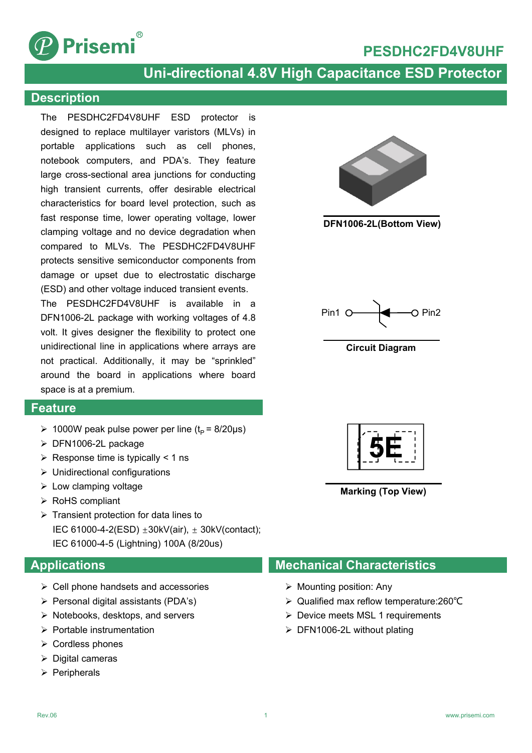# PESDHC2FD4V8UHF

## Uni-directional 4.8V High Capacitance ESD Protector

## Description

The PESDHC2FD4V8UHF ESD protector is designed to replace multilayer varistors (MLVs) in portable applications such as cell phones, notebook computers, and PDA's. They feature large cross-sectional area junctions for conducting high transient currents, offer desirable electrical characteristics for board level protection, such as fast response time, lower operating voltage, lower clamping voltage and no device degradation when compared to MLVs. The PESDHC2FD4V8UHF protects sensitive semiconductor components from damage or upset due to electrostatic discharge (ESD) and other voltage induced transient events.

The PESDHC2FD4V8UHF is available in a DFN1006-2L package with working voltages of 4.8 volt. It gives designer the flexibility to protect one unidirectional line in applications where arrays are not practical. Additionally, it may be "sprinkled" around the board in applications where board space is at a premium.

DFN1006-2L(Bottom View)

Pin1 Pin2

Circuit Diagram

5E

Marking (Top View)

## Feature

- 1000W peak pulse power per line ($t_P$ = 8/20μs)
- DFN1006-2L package
- Response time is typically < 1 ns
- Unidirectional configurations
- Low clamping voltage
- RoHS compliant
- Transient protection for data lines to
  IEC 61000-4-2(ESD) ±30kV(air), ± 30kV(contact);
  IEC 61000-4-5 (Lightning) 100A (8/20us)

## Applications

- Cell phone handsets and accessories
- Personal digital assistants (PDA's)
- Notebooks, desktops, and servers
- Portable instrumentation
- Cordless phones
- Digital cameras
- Peripherals

## Mechanical Characteristics

- Mounting position: Any
- Qualified max reflow temperature:260℃
- Device meets MSL 1 requirements
- DFN1006-2L without plating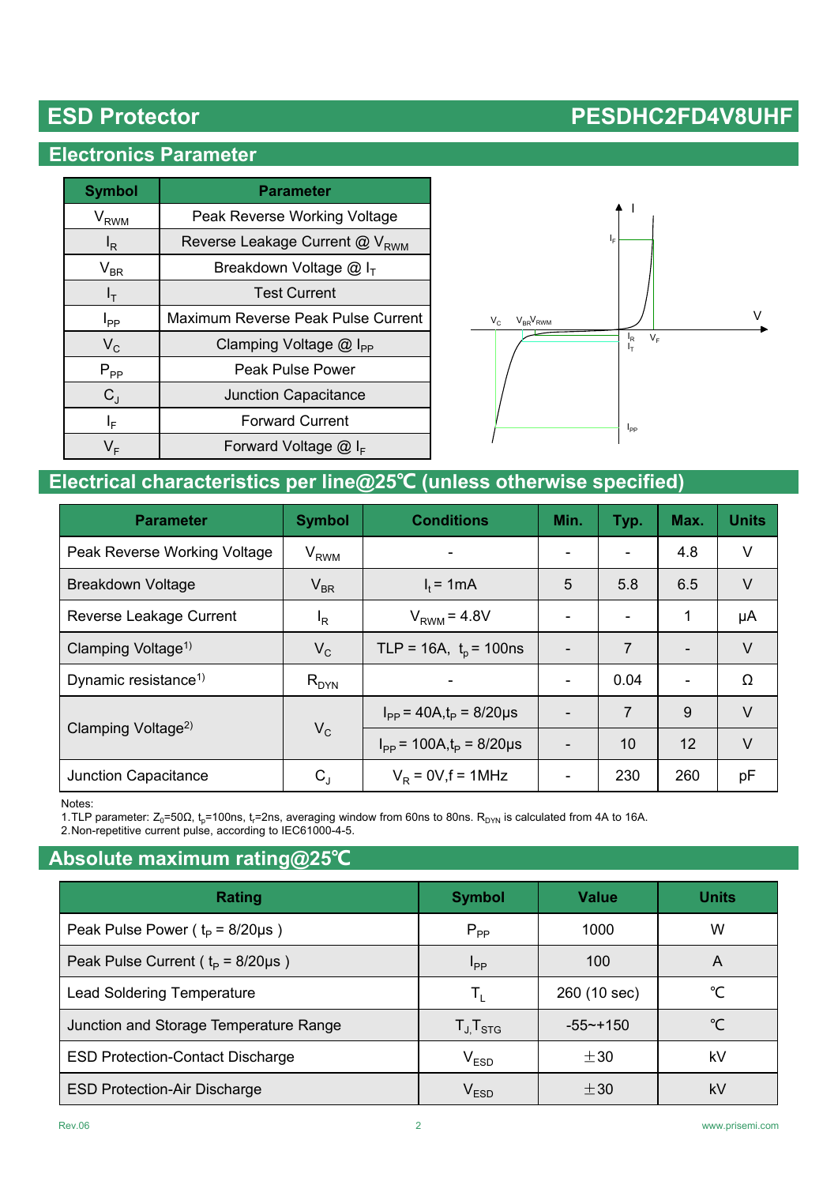# ESD Protector PESDHC2FD4V8UHF

## Electronics Parameter

| Symbol | Parameter |
|---|---|
| $V_{RWM}$ | Peak Reverse Working Voltage |
| $I_R$ | Reverse Leakage Current @ $V_{RWM}$ |
| $V_{BR}$ | Breakdown Voltage @ $I_T$ |
| $I_T$ | Test Current |
| $I_{PP}$ | Maximum Reverse Peak Pulse Current |
| $V_C$ | Clamping Voltage @ $I_{PP}$ |
| $P_{PP}$ | Peak Pulse Power |
| $C_J$ | Junction Capacitance |
| $I_F$ | Forward Current |
| $V_F$ | Forward Voltage @ $I_F$ |

## Electrical characteristics per line@25℃ (unless otherwise specified)

| Parameter | Symbol | Conditions | Min. | Typ. | Max. | Units |
|---|---|---|---|---|---|---|
| Peak Reverse Working Voltage | $V_{RWM}$ | - | - | - | 4.8 | V |
| Breakdown Voltage | $V_{BR}$ | $I_t$ = 1mA | 5 | 5.8 | 6.5 | V |
| Reverse Leakage Current | $I_R$ | $V_{RWM}$ = 4.8V | - | - | 1 | μA |
| Clamping Voltage[1] | $V_C$ | TLP = 16A, $t_p$ = 100ns | - | 7 | - | V |
| Dynamic resistance[1] | $R_{DYN}$ | - | - | 0.04 | - | Ω |
| Clamping Voltage[2] | $V_C$ | $I_{PP}$ = 40A,$t_P$ = 8/20μs | - | 7 | 9 | V |
| | | $I_{PP}$ = 100A,$t_P$ = 8/20μs | - | 10 | 12 | V |
| Junction Capacitance | $C_J$ | $V_R$ = 0V,f = 1MHz | - | 230 | 260 | pF |

Notes:
1. TLP parameter: $Z_0$=50Ω, $t_p$=100ns, $t_r$=2ns, averaging window from 60ns to 80ns. $R_{DYN}$ is calculated from 4A to 16A.
2. Non-repetitive current pulse, according to IEC61000-4-5.

## Absolute maximum rating@25℃

| Rating | Symbol | Value | Units |
|---|---|---|---|
| Peak Pulse Power ( $t_P$ = 8/20μs ) | $P_{PP}$ | 1000 | W |
| Peak Pulse Current ( $t_P$ = 8/20μs ) | $I_{PP}$ | 100 | A |
| Lead Soldering Temperature | $T_L$ | 260 (10 sec) | ℃ |
| Junction and Storage Temperature Range | $T_J$, $T_{STG}$ | -55~+150 | ℃ |
| ESD Protection-Contact Discharge | $V_{ESD}$ | ±30 | kV |
| ESD Protection-Air Discharge | $V_{ESD}$ | ±30 | kV |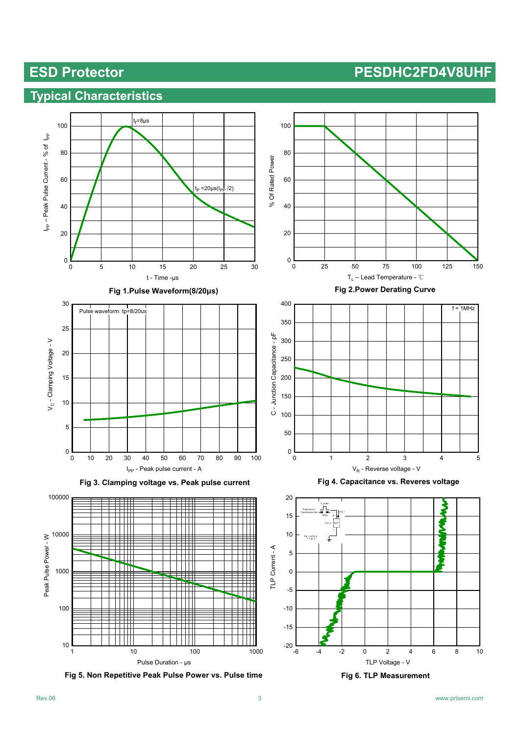## Typical Characteristics

Fig 1.Pulse Waveform(8/20μs)

Fig 2.Power Derating Curve

Fig 3. Clamping voltage vs. Peak pulse current

Fig 4. Capacitance vs. Reveres voltage

Fig 5. Non Repetitive Peak Pulse Power vs. Pulse time

Fig 6. TLP Measurement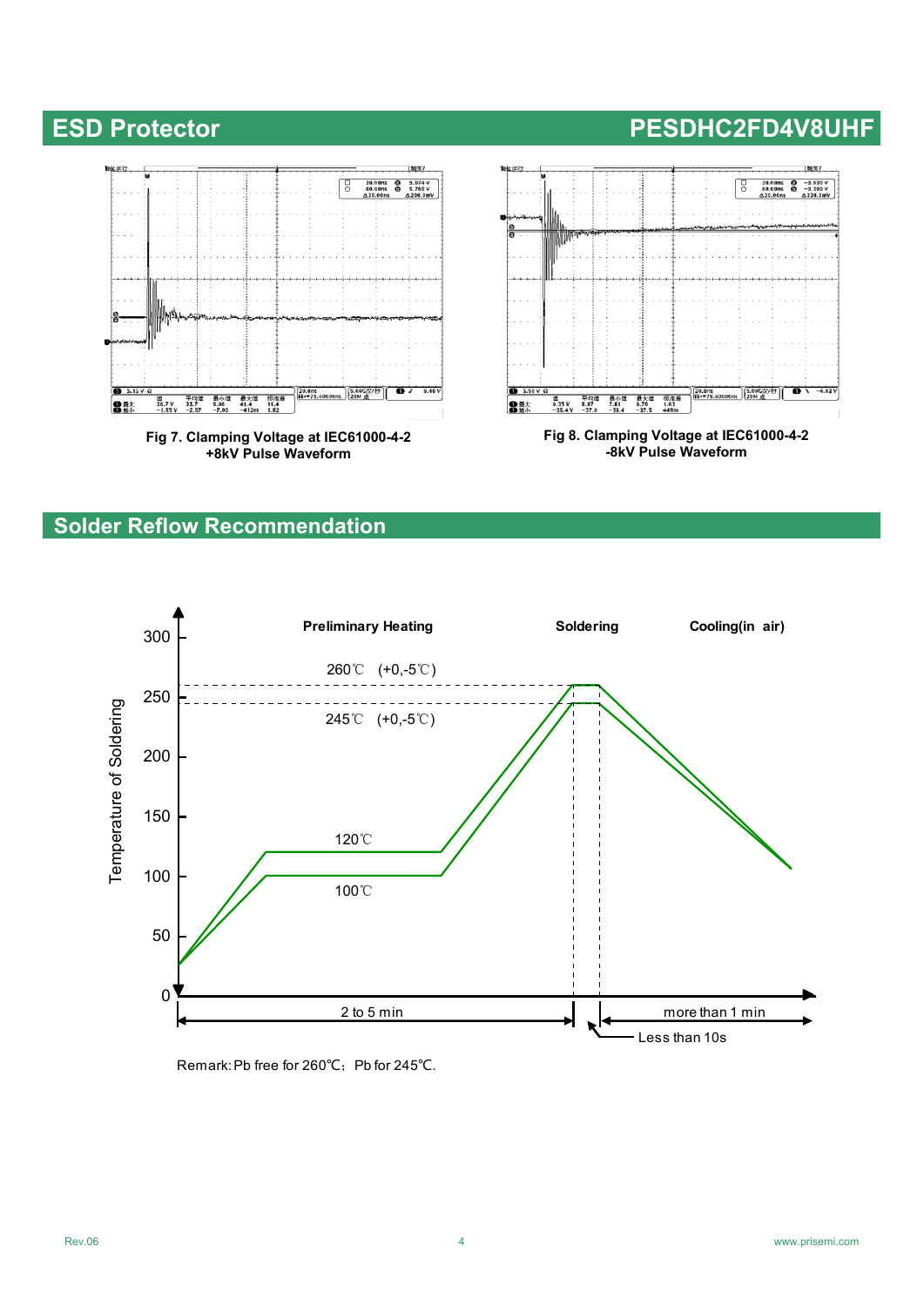## ESD Protector PESDHC2FD4V8UHF

**Fig 7. Clamping Voltage at IEC61000-4-2 +8kV Pulse Waveform**

**Fig 8. Clamping Voltage at IEC61000-4-2 -8kV Pulse Waveform**

## Solder Reflow Recommendation

Remark: Pb free for 260℃; Pb for 245℃.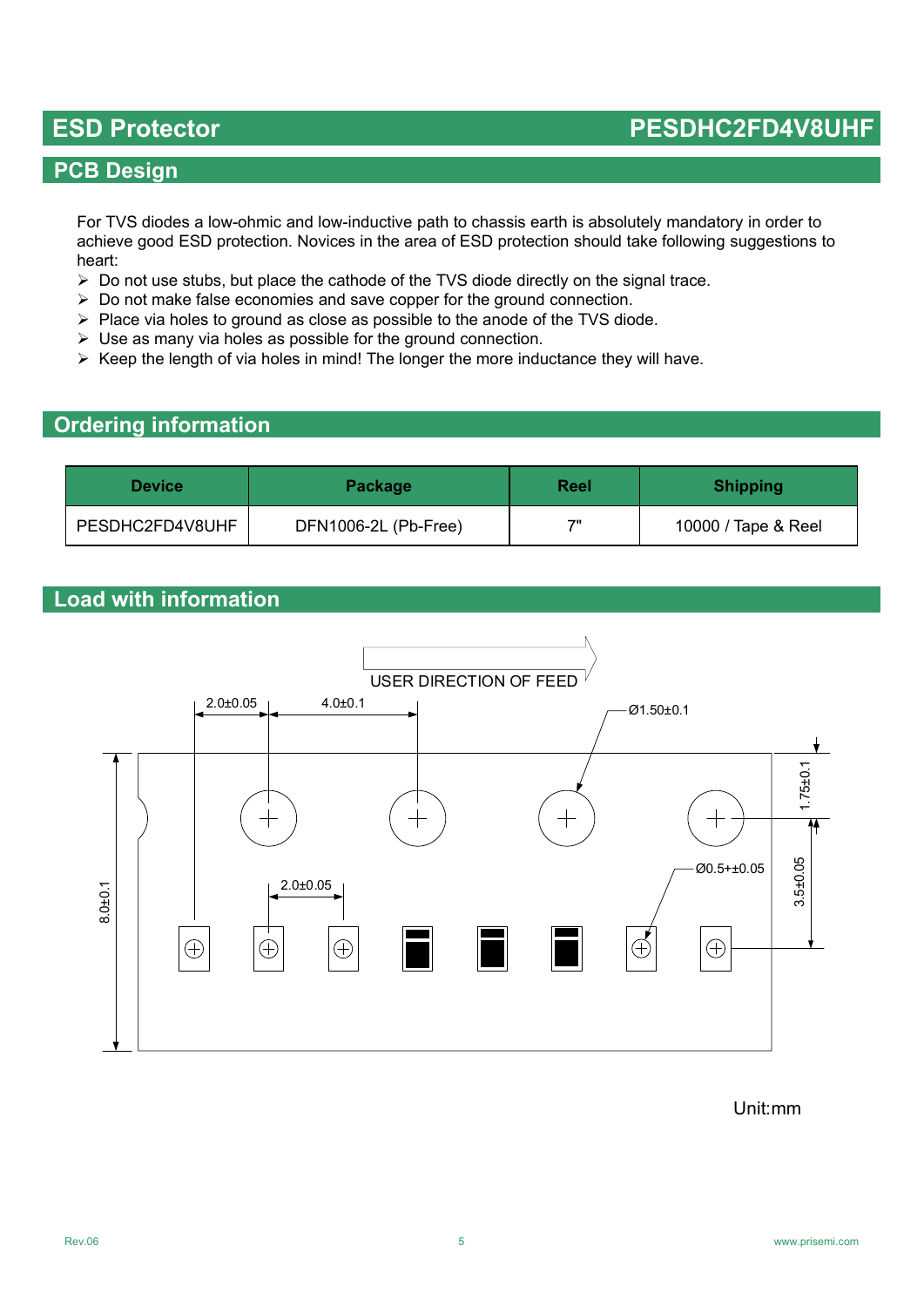## PCB Design

For TVS diodes a low-ohmic and low-inductive path to chassis earth is absolutely mandatory in order to achieve good ESD protection. Novices in the area of ESD protection should take following suggestions to heart:

- Do not use stubs, but place the cathode of the TVS diode directly on the signal trace.
- Do not make false economies and save copper for the ground connection.
- Place via holes to ground as close as possible to the anode of the TVS diode.
- Use as many via holes as possible for the ground connection.
- Keep the length of via holes in mind! The longer the more inductance they will have.

## Ordering information

| Device | Package | Reel | Shipping |
| --- | --- | --- | --- |
| PESDHC2FD4V8UHF | DFN1006-2L (Pb-Free) | 7" | 10000 / Tape & Reel |

## Load with information

USER DIRECTION OF FEED

2.0±0.05

4.0±0.1

Ø1.50±0.1

1.75±0.1

Ø0.5+±0.05

3.5±0.05

8.0±0.1

2.0±0.05

Unit:mm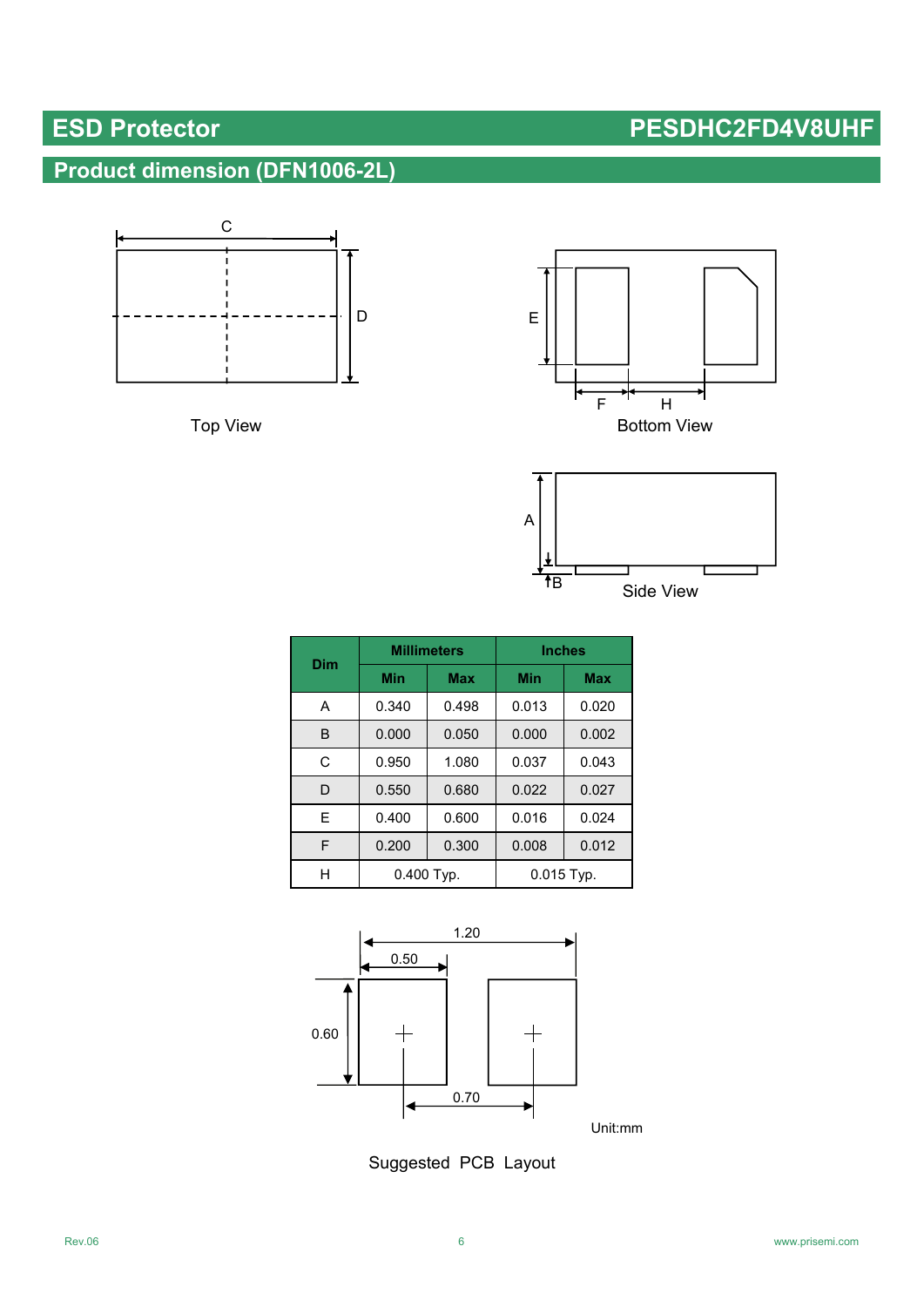## ESD Protector PESDHC2FD4V8UHF

## Product dimension (DFN1006-2L)

Top View

Bottom View

Side View

| Dim | Millimeters | | Inches | |
|---|---|---|---|---|
| | Min | Max | Min | Max |
| A | 0.340 | 0.498 | 0.013 | 0.020 |
| B | 0.000 | 0.050 | 0.000 | 0.002 |
| C | 0.950 | 1.080 | 0.037 | 0.043 |
| D | 0.550 | 0.680 | 0.022 | 0.027 |
| E | 0.400 | 0.600 | 0.016 | 0.024 |
| F | 0.200 | 0.300 | 0.008 | 0.012 |
| H | 0.400 Typ. | | 0.015 Typ. | |

Unit:mm

Suggested PCB Layout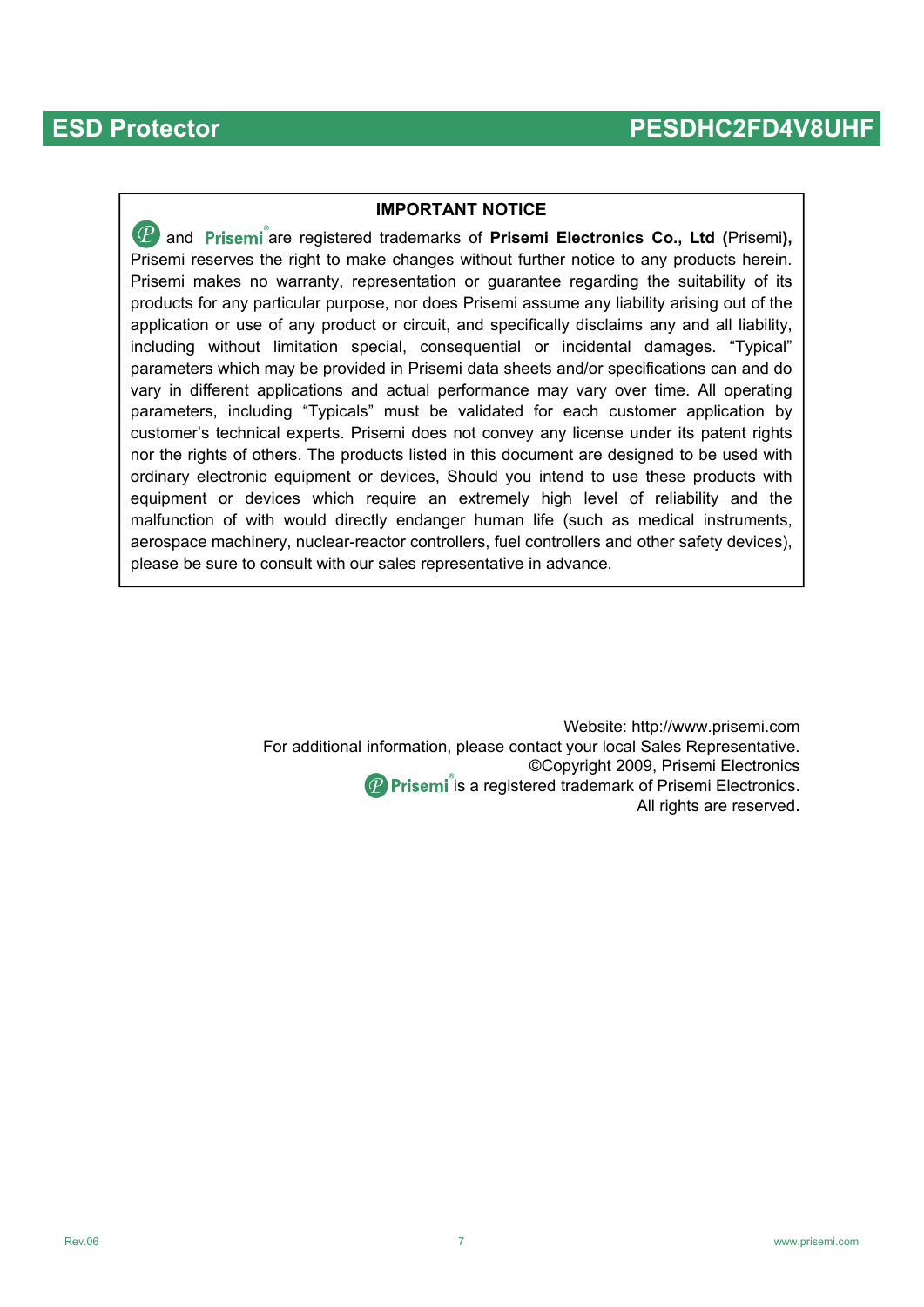## IMPORTANT NOTICE

and Prisemi are registered trademarks of **Prisemi Electronics Co., Ltd (**Prisemi**),** Prisemi reserves the right to make changes without further notice to any products herein. Prisemi makes no warranty, representation or guarantee regarding the suitability of its products for any particular purpose, nor does Prisemi assume any liability arising out of the application or use of any product or circuit, and specifically disclaims any and all liability, including without limitation special, consequential or incidental damages. "Typical" parameters which may be provided in Prisemi data sheets and/or specifications can and do vary in different applications and actual performance may vary over time. All operating parameters, including "Typicals" must be validated for each customer application by customer's technical experts. Prisemi does not convey any license under its patent rights nor the rights of others. The products listed in this document are designed to be used with ordinary electronic equipment or devices, Should you intend to use these products with equipment or devices which require an extremely high level of reliability and the malfunction of with would directly endanger human life (such as medical instruments, aerospace machinery, nuclear-reactor controllers, fuel controllers and other safety devices), please be sure to consult with our sales representative in advance.

Website: http://www.prisemi.com
For additional information, please contact your local Sales Representative.
©Copyright 2009, Prisemi Electronics
Prisemi is a registered trademark of Prisemi Electronics.
All rights are reserved.